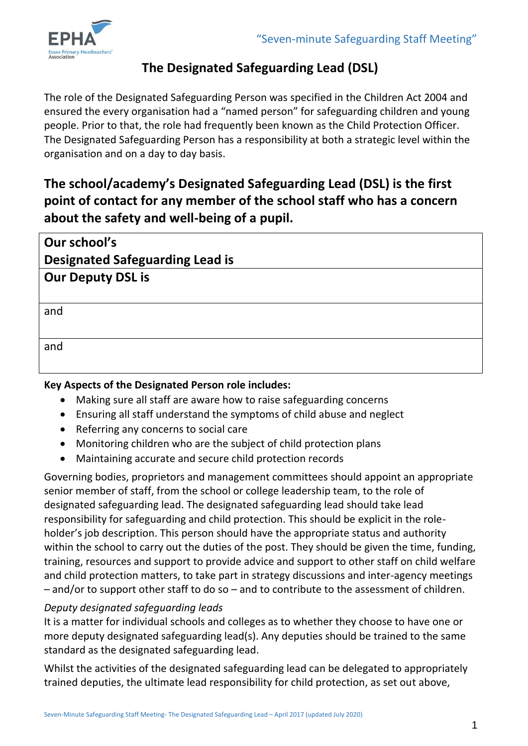# The Designated Safeguarding Lead (DSL)

The role of the Designated Safeguarding Person was specified in the Children Act 2004 and ensured the every organisation had a "named person" for safeguarding children and young people. Prior to that, the role had frequently been known as the Child Protection Officer. The Designated Safeguarding Person has a responsibility at both a strategic level within the organisation and on a day to day basis.

## The school/academy's Designated Safeguarding Lead (DSL) is the first point of contact for any member of the school staff who has a concern about the safety and well-being of a pupil.

| **Our school's Designated Safeguarding Lead is** |
|---|
| **Our Deputy DSL is** |
| and |
| and |

**Key Aspects of the Designated Person role includes:**

- Making sure all staff are aware how to raise safeguarding concerns
- Ensuring all staff understand the symptoms of child abuse and neglect
- Referring any concerns to social care
- Monitoring children who are the subject of child protection plans
- Maintaining accurate and secure child protection records

Governing bodies, proprietors and management committees should appoint an appropriate senior member of staff, from the school or college leadership team, to the role of designated safeguarding lead. The designated safeguarding lead should take lead responsibility for safeguarding and child protection. This should be explicit in the role-holder's job description. This person should have the appropriate status and authority within the school to carry out the duties of the post. They should be given the time, funding, training, resources and support to provide advice and support to other staff on child welfare and child protection matters, to take part in strategy discussions and inter-agency meetings – and/or to support other staff to do so – and to contribute to the assessment of children.

*Deputy designated safeguarding leads*

It is a matter for individual schools and colleges as to whether they choose to have one or more deputy designated safeguarding lead(s). Any deputies should be trained to the same standard as the designated safeguarding lead.

Whilst the activities of the designated safeguarding lead can be delegated to appropriately trained deputies, the ultimate lead responsibility for child protection, as set out above,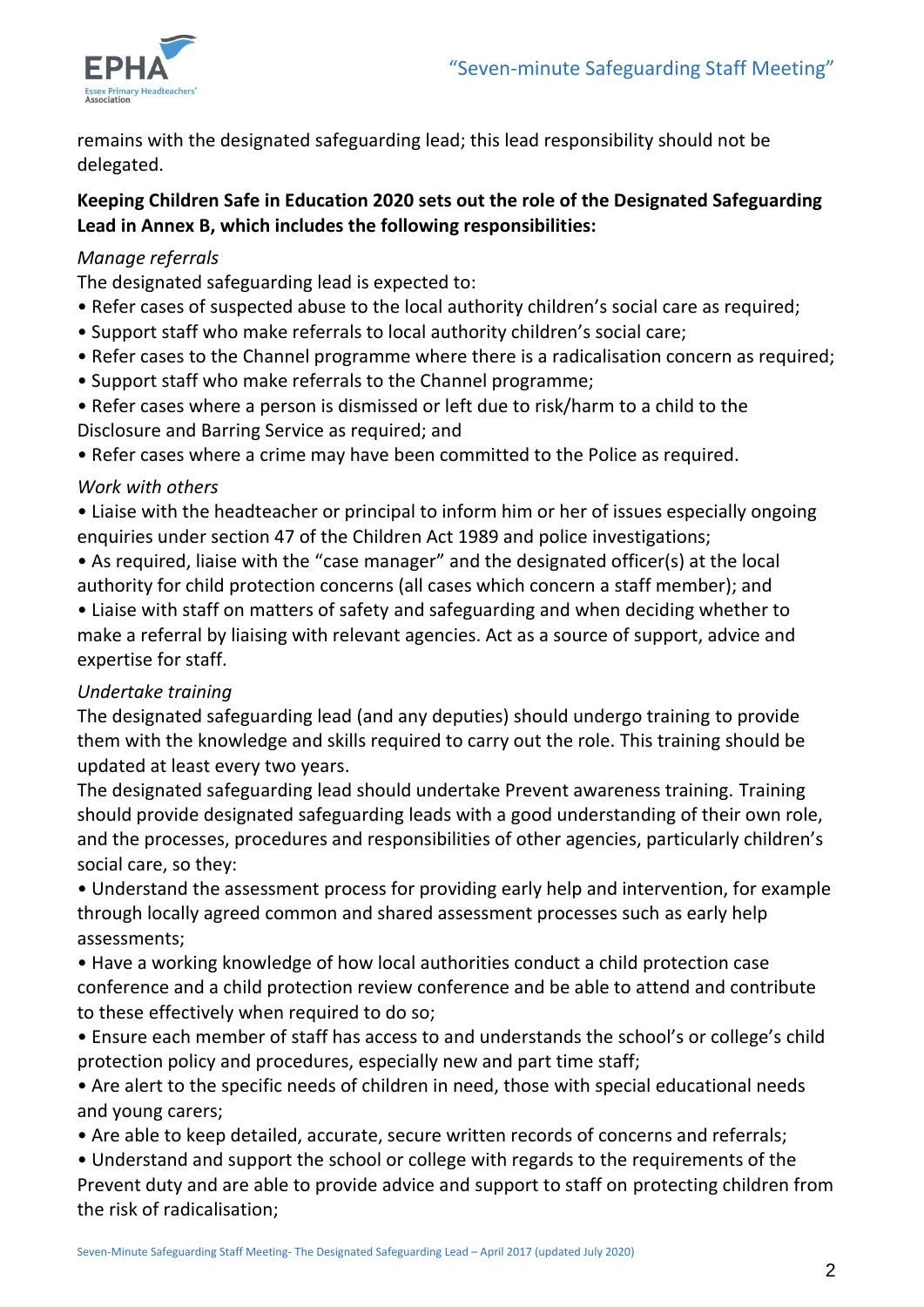remains with the designated safeguarding lead; this lead responsibility should not be delegated.

**Keeping Children Safe in Education 2020 sets out the role of the Designated Safeguarding Lead in Annex B, which includes the following responsibilities:**

*Manage referrals*

The designated safeguarding lead is expected to:

- Refer cases of suspected abuse to the local authority children's social care as required;
- Support staff who make referrals to local authority children's social care;
- Refer cases to the Channel programme where there is a radicalisation concern as required;
- Support staff who make referrals to the Channel programme;
- Refer cases where a person is dismissed or left due to risk/harm to a child to the Disclosure and Barring Service as required; and
- Refer cases where a crime may have been committed to the Police as required.

*Work with others*

- Liaise with the headteacher or principal to inform him or her of issues especially ongoing enquiries under section 47 of the Children Act 1989 and police investigations;
- As required, liaise with the "case manager" and the designated officer(s) at the local authority for child protection concerns (all cases which concern a staff member); and
- Liaise with staff on matters of safety and safeguarding and when deciding whether to make a referral by liaising with relevant agencies. Act as a source of support, advice and expertise for staff.

*Undertake training*

The designated safeguarding lead (and any deputies) should undergo training to provide them with the knowledge and skills required to carry out the role. This training should be updated at least every two years.

The designated safeguarding lead should undertake Prevent awareness training. Training should provide designated safeguarding leads with a good understanding of their own role, and the processes, procedures and responsibilities of other agencies, particularly children's social care, so they:

- Understand the assessment process for providing early help and intervention, for example through locally agreed common and shared assessment processes such as early help assessments;
- Have a working knowledge of how local authorities conduct a child protection case conference and a child protection review conference and be able to attend and contribute to these effectively when required to do so;
- Ensure each member of staff has access to and understands the school's or college's child protection policy and procedures, especially new and part time staff;
- Are alert to the specific needs of children in need, those with special educational needs and young carers;
- Are able to keep detailed, accurate, secure written records of concerns and referrals;
- Understand and support the school or college with regards to the requirements of the Prevent duty and are able to provide advice and support to staff on protecting children from the risk of radicalisation;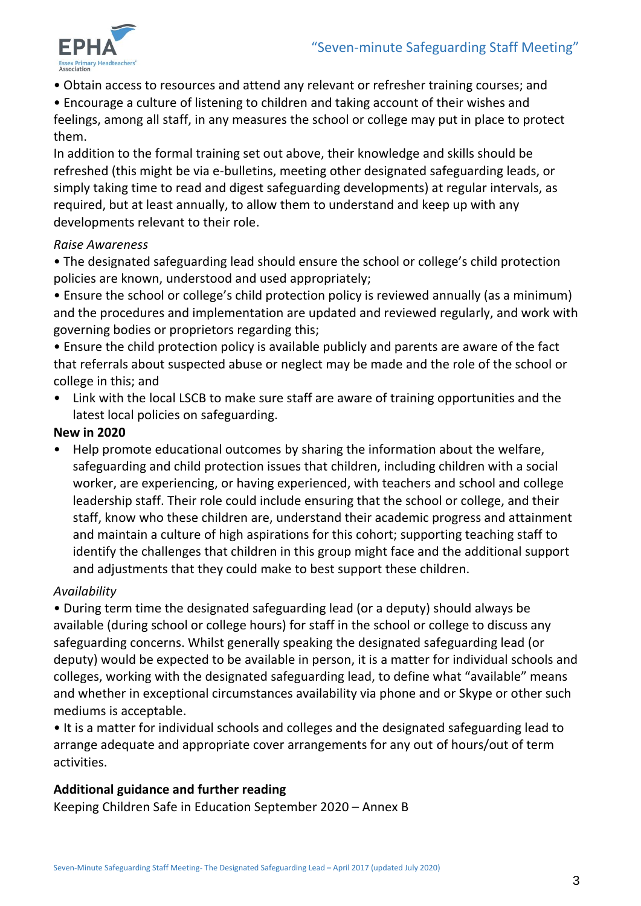- Obtain access to resources and attend any relevant or refresher training courses; and
- Encourage a culture of listening to children and taking account of their wishes and feelings, among all staff, in any measures the school or college may put in place to protect them.

In addition to the formal training set out above, their knowledge and skills should be refreshed (this might be via e-bulletins, meeting other designated safeguarding leads, or simply taking time to read and digest safeguarding developments) at regular intervals, as required, but at least annually, to allow them to understand and keep up with any developments relevant to their role.

*Raise Awareness*

- The designated safeguarding lead should ensure the school or college's child protection policies are known, understood and used appropriately;
- Ensure the school or college's child protection policy is reviewed annually (as a minimum) and the procedures and implementation are updated and reviewed regularly, and work with governing bodies or proprietors regarding this;
- Ensure the child protection policy is available publicly and parents are aware of the fact that referrals about suspected abuse or neglect may be made and the role of the school or college in this; and
- Link with the local LSCB to make sure staff are aware of training opportunities and the latest local policies on safeguarding.

**New in 2020**

- Help promote educational outcomes by sharing the information about the welfare, safeguarding and child protection issues that children, including children with a social worker, are experiencing, or having experienced, with teachers and school and college leadership staff. Their role could include ensuring that the school or college, and their staff, know who these children are, understand their academic progress and attainment and maintain a culture of high aspirations for this cohort; supporting teaching staff to identify the challenges that children in this group might face and the additional support and adjustments that they could make to best support these children.

*Availability*

- During term time the designated safeguarding lead (or a deputy) should always be available (during school or college hours) for staff in the school or college to discuss any safeguarding concerns. Whilst generally speaking the designated safeguarding lead (or deputy) would be expected to be available in person, it is a matter for individual schools and colleges, working with the designated safeguarding lead, to define what "available" means and whether in exceptional circumstances availability via phone and or Skype or other such mediums is acceptable.
- It is a matter for individual schools and colleges and the designated safeguarding lead to arrange adequate and appropriate cover arrangements for any out of hours/out of term activities.

**Additional guidance and further reading**

Keeping Children Safe in Education September 2020 – Annex B